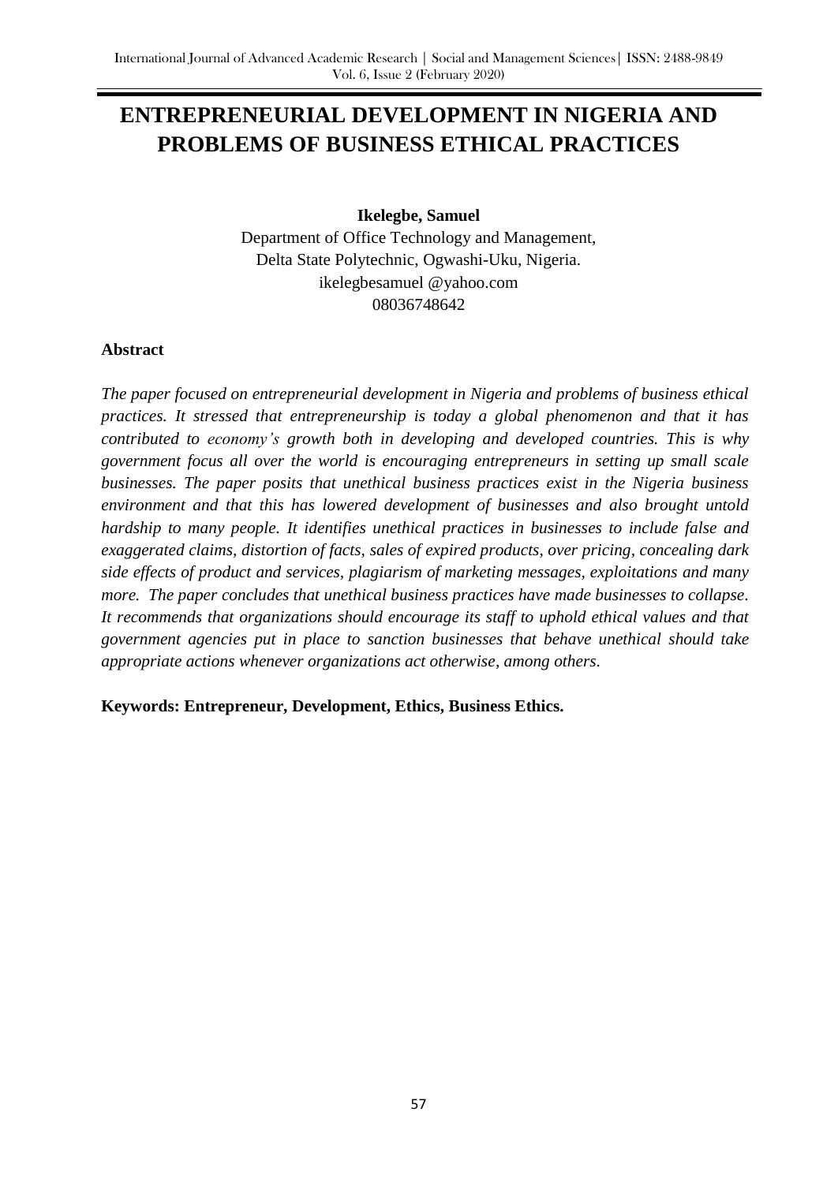# ENTREPRENEURIAL DEVELOPMENT IN NIGERIA AND PROBLEMS OF BUSINESS ETHICAL PRACTICES

**Ikelegbe, Samuel**

Department of Office Technology and Management,
Delta State Polytechnic, Ogwashi-Uku, Nigeria.
ikelegbesamuel @yahoo.com
08036748642

## Abstract

*The paper focused on entrepreneurial development in Nigeria and problems of business ethical practices. It stressed that entrepreneurship is today a global phenomenon and that it has contributed to economy's growth both in developing and developed countries. This is why government focus all over the world is encouraging entrepreneurs in setting up small scale businesses. The paper posits that unethical business practices exist in the Nigeria business environment and that this has lowered development of businesses and also brought untold hardship to many people. It identifies unethical practices in businesses to include false and exaggerated claims, distortion of facts, sales of expired products, over pricing, concealing dark side effects of product and services, plagiarism of marketing messages, exploitations and many more. The paper concludes that unethical business practices have made businesses to collapse. It recommends that organizations should encourage its staff to uphold ethical values and that government agencies put in place to sanction businesses that behave unethical should take appropriate actions whenever organizations act otherwise, among others.*

**Keywords: Entrepreneur, Development, Ethics, Business Ethics.**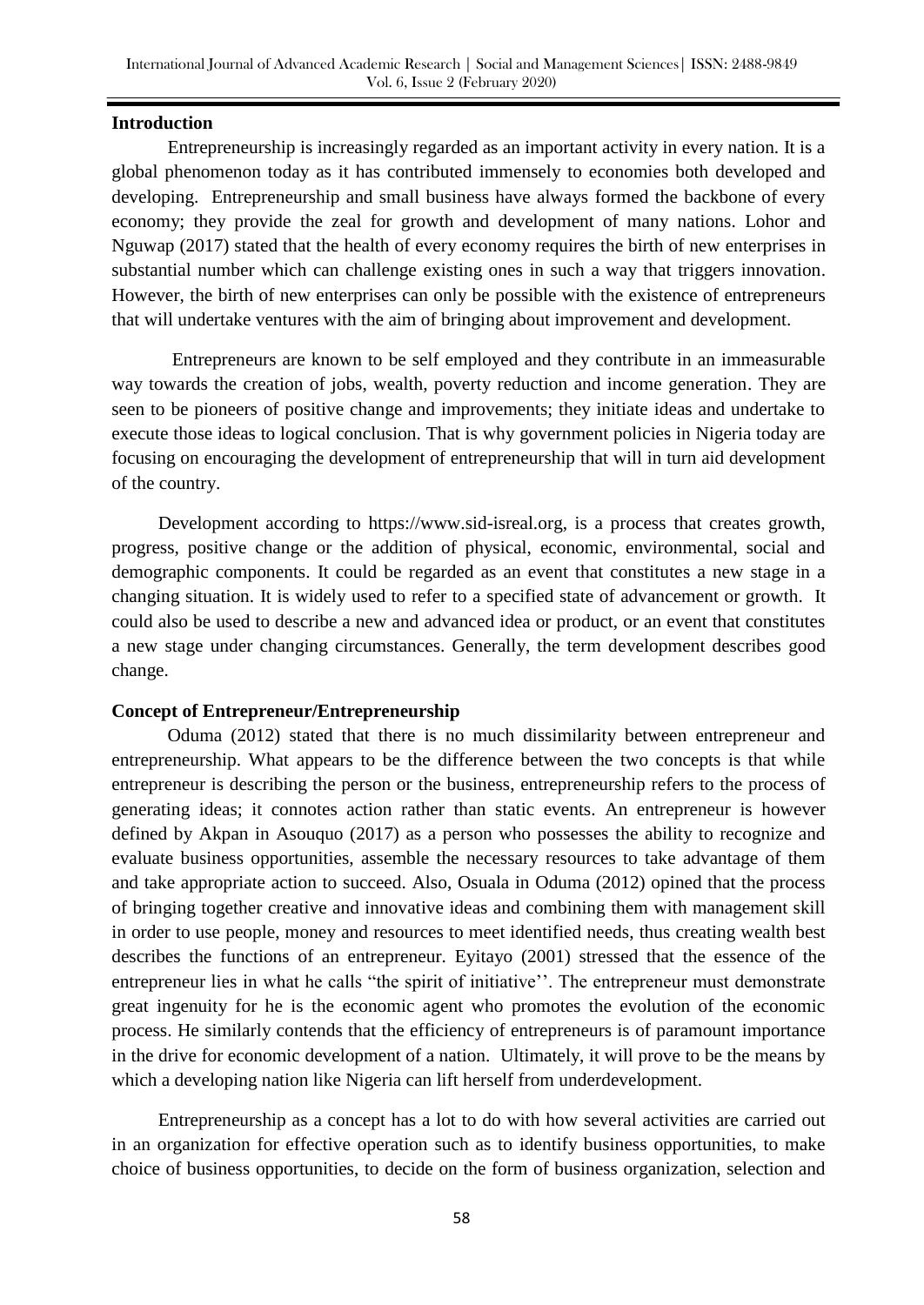## Introduction

Entrepreneurship is increasingly regarded as an important activity in every nation. It is a global phenomenon today as it has contributed immensely to economies both developed and developing. Entrepreneurship and small business have always formed the backbone of every economy; they provide the zeal for growth and development of many nations. Lohor and Nguwap (2017) stated that the health of every economy requires the birth of new enterprises in substantial number which can challenge existing ones in such a way that triggers innovation. However, the birth of new enterprises can only be possible with the existence of entrepreneurs that will undertake ventures with the aim of bringing about improvement and development.

Entrepreneurs are known to be self employed and they contribute in an immeasurable way towards the creation of jobs, wealth, poverty reduction and income generation. They are seen to be pioneers of positive change and improvements; they initiate ideas and undertake to execute those ideas to logical conclusion. That is why government policies in Nigeria today are focusing on encouraging the development of entrepreneurship that will in turn aid development of the country.

Development according to https://www.sid-isreal.org, is a process that creates growth, progress, positive change or the addition of physical, economic, environmental, social and demographic components. It could be regarded as an event that constitutes a new stage in a changing situation. It is widely used to refer to a specified state of advancement or growth. It could also be used to describe a new and advanced idea or product, or an event that constitutes a new stage under changing circumstances. Generally, the term development describes good change.

## Concept of Entrepreneur/Entrepreneurship

Oduma (2012) stated that there is no much dissimilarity between entrepreneur and entrepreneurship. What appears to be the difference between the two concepts is that while entrepreneur is describing the person or the business, entrepreneurship refers to the process of generating ideas; it connotes action rather than static events. An entrepreneur is however defined by Akpan in Asouquo (2017) as a person who possesses the ability to recognize and evaluate business opportunities, assemble the necessary resources to take advantage of them and take appropriate action to succeed. Also, Osuala in Oduma (2012) opined that the process of bringing together creative and innovative ideas and combining them with management skill in order to use people, money and resources to meet identified needs, thus creating wealth best describes the functions of an entrepreneur. Eyitayo (2001) stressed that the essence of the entrepreneur lies in what he calls "the spirit of initiative''. The entrepreneur must demonstrate great ingenuity for he is the economic agent who promotes the evolution of the economic process. He similarly contends that the efficiency of entrepreneurs is of paramount importance in the drive for economic development of a nation. Ultimately, it will prove to be the means by which a developing nation like Nigeria can lift herself from underdevelopment.

Entrepreneurship as a concept has a lot to do with how several activities are carried out in an organization for effective operation such as to identify business opportunities, to make choice of business opportunities, to decide on the form of business organization, selection and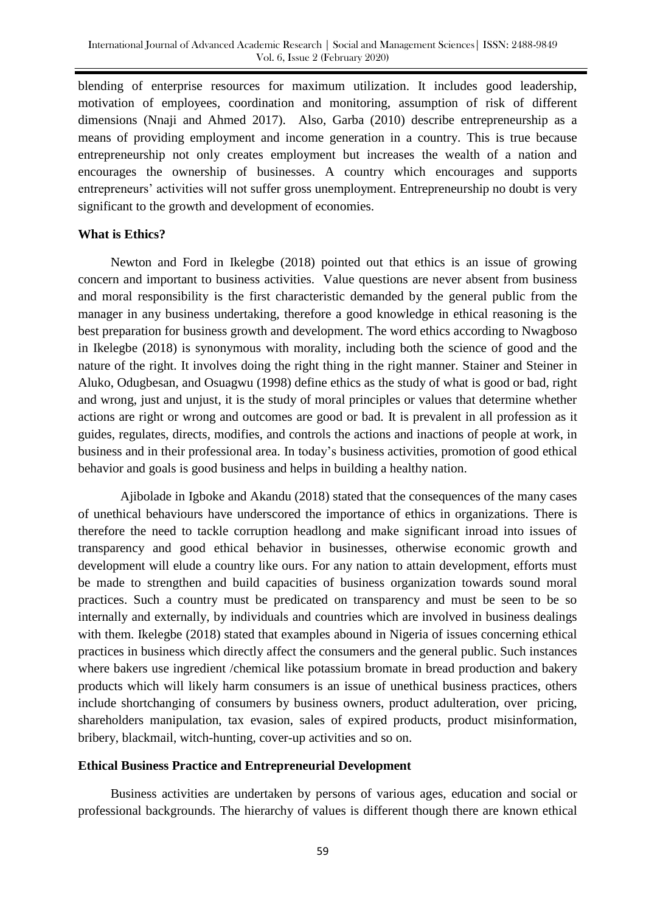blending of enterprise resources for maximum utilization. It includes good leadership, motivation of employees, coordination and monitoring, assumption of risk of different dimensions (Nnaji and Ahmed 2017). Also, Garba (2010) describe entrepreneurship as a means of providing employment and income generation in a country. This is true because entrepreneurship not only creates employment but increases the wealth of a nation and encourages the ownership of businesses. A country which encourages and supports entrepreneurs' activities will not suffer gross unemployment. Entrepreneurship no doubt is very significant to the growth and development of economies.

**What is Ethics?**

Newton and Ford in Ikelegbe (2018) pointed out that ethics is an issue of growing concern and important to business activities. Value questions are never absent from business and moral responsibility is the first characteristic demanded by the general public from the manager in any business undertaking, therefore a good knowledge in ethical reasoning is the best preparation for business growth and development. The word ethics according to Nwagboso in Ikelegbe (2018) is synonymous with morality, including both the science of good and the nature of the right. It involves doing the right thing in the right manner. Stainer and Steiner in Aluko, Odugbesan, and Osuagwu (1998) define ethics as the study of what is good or bad, right and wrong, just and unjust, it is the study of moral principles or values that determine whether actions are right or wrong and outcomes are good or bad. It is prevalent in all profession as it guides, regulates, directs, modifies, and controls the actions and inactions of people at work, in business and in their professional area. In today's business activities, promotion of good ethical behavior and goals is good business and helps in building a healthy nation.

Ajibolade in Igboke and Akandu (2018) stated that the consequences of the many cases of unethical behaviours have underscored the importance of ethics in organizations. There is therefore the need to tackle corruption headlong and make significant inroad into issues of transparency and good ethical behavior in businesses, otherwise economic growth and development will elude a country like ours. For any nation to attain development, efforts must be made to strengthen and build capacities of business organization towards sound moral practices. Such a country must be predicated on transparency and must be seen to be so internally and externally, by individuals and countries which are involved in business dealings with them. Ikelegbe (2018) stated that examples abound in Nigeria of issues concerning ethical practices in business which directly affect the consumers and the general public. Such instances where bakers use ingredient /chemical like potassium bromate in bread production and bakery products which will likely harm consumers is an issue of unethical business practices, others include shortchanging of consumers by business owners, product adulteration, over pricing, shareholders manipulation, tax evasion, sales of expired products, product misinformation, bribery, blackmail, witch-hunting, cover-up activities and so on.

**Ethical Business Practice and Entrepreneurial Development**

Business activities are undertaken by persons of various ages, education and social or professional backgrounds. The hierarchy of values is different though there are known ethical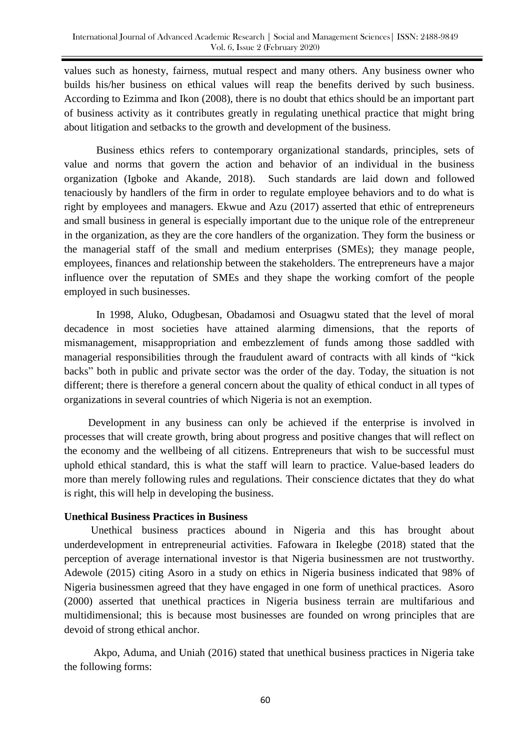values such as honesty, fairness, mutual respect and many others. Any business owner who builds his/her business on ethical values will reap the benefits derived by such business. According to Ezimma and Ikon (2008), there is no doubt that ethics should be an important part of business activity as it contributes greatly in regulating unethical practice that might bring about litigation and setbacks to the growth and development of the business.

Business ethics refers to contemporary organizational standards, principles, sets of value and norms that govern the action and behavior of an individual in the business organization (Igboke and Akande, 2018). Such standards are laid down and followed tenaciously by handlers of the firm in order to regulate employee behaviors and to do what is right by employees and managers. Ekwue and Azu (2017) asserted that ethic of entrepreneurs and small business in general is especially important due to the unique role of the entrepreneur in the organization, as they are the core handlers of the organization. They form the business or the managerial staff of the small and medium enterprises (SMEs); they manage people, employees, finances and relationship between the stakeholders. The entrepreneurs have a major influence over the reputation of SMEs and they shape the working comfort of the people employed in such businesses.

In 1998, Aluko, Odugbesan, Obadamosi and Osuagwu stated that the level of moral decadence in most societies have attained alarming dimensions, that the reports of mismanagement, misappropriation and embezzlement of funds among those saddled with managerial responsibilities through the fraudulent award of contracts with all kinds of "kick backs" both in public and private sector was the order of the day. Today, the situation is not different; there is therefore a general concern about the quality of ethical conduct in all types of organizations in several countries of which Nigeria is not an exemption.

Development in any business can only be achieved if the enterprise is involved in processes that will create growth, bring about progress and positive changes that will reflect on the economy and the wellbeing of all citizens. Entrepreneurs that wish to be successful must uphold ethical standard, this is what the staff will learn to practice. Value-based leaders do more than merely following rules and regulations. Their conscience dictates that they do what is right, this will help in developing the business.

**Unethical Business Practices in Business**

Unethical business practices abound in Nigeria and this has brought about underdevelopment in entrepreneurial activities. Fafowara in Ikelegbe (2018) stated that the perception of average international investor is that Nigeria businessmen are not trustworthy. Adewole (2015) citing Asoro in a study on ethics in Nigeria business indicated that 98% of Nigeria businessmen agreed that they have engaged in one form of unethical practices. Asoro (2000) asserted that unethical practices in Nigeria business terrain are multifarious and multidimensional; this is because most businesses are founded on wrong principles that are devoid of strong ethical anchor.

Akpo, Aduma, and Uniah (2016) stated that unethical business practices in Nigeria take the following forms: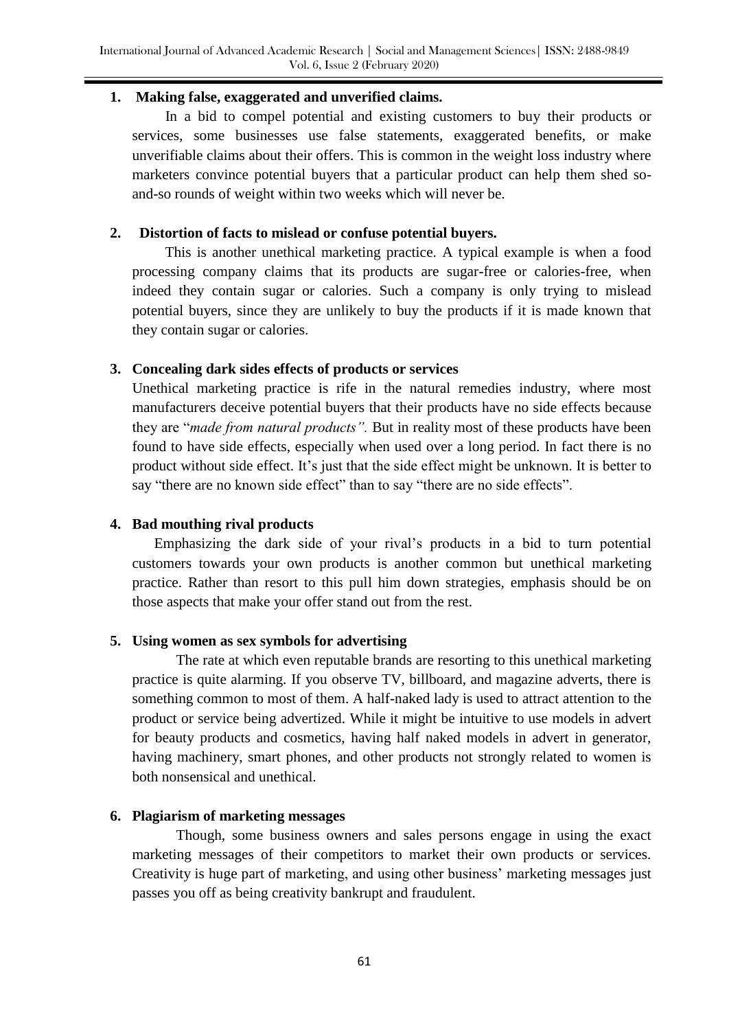**1. Making false, exaggerated and unverified claims.**

In a bid to compel potential and existing customers to buy their products or services, some businesses use false statements, exaggerated benefits, or make unverifiable claims about their offers. This is common in the weight loss industry where marketers convince potential buyers that a particular product can help them shed so-and-so rounds of weight within two weeks which will never be.

**2. Distortion of facts to mislead or confuse potential buyers.**

This is another unethical marketing practice. A typical example is when a food processing company claims that its products are sugar-free or calories-free, when indeed they contain sugar or calories. Such a company is only trying to mislead potential buyers, since they are unlikely to buy the products if it is made known that they contain sugar or calories.

**3. Concealing dark sides effects of products or services**

Unethical marketing practice is rife in the natural remedies industry, where most manufacturers deceive potential buyers that their products have no side effects because they are "*made from natural products".* But in reality most of these products have been found to have side effects, especially when used over a long period. In fact there is no product without side effect. It's just that the side effect might be unknown. It is better to say "there are no known side effect" than to say "there are no side effects".

**4. Bad mouthing rival products**

Emphasizing the dark side of your rival's products in a bid to turn potential customers towards your own products is another common but unethical marketing practice. Rather than resort to this pull him down strategies, emphasis should be on those aspects that make your offer stand out from the rest.

**5. Using women as sex symbols for advertising**

The rate at which even reputable brands are resorting to this unethical marketing practice is quite alarming. If you observe TV, billboard, and magazine adverts, there is something common to most of them. A half-naked lady is used to attract attention to the product or service being advertized. While it might be intuitive to use models in advert for beauty products and cosmetics, having half naked models in advert in generator, having machinery, smart phones, and other products not strongly related to women is both nonsensical and unethical.

**6. Plagiarism of marketing messages**

Though, some business owners and sales persons engage in using the exact marketing messages of their competitors to market their own products or services. Creativity is huge part of marketing, and using other business' marketing messages just passes you off as being creativity bankrupt and fraudulent.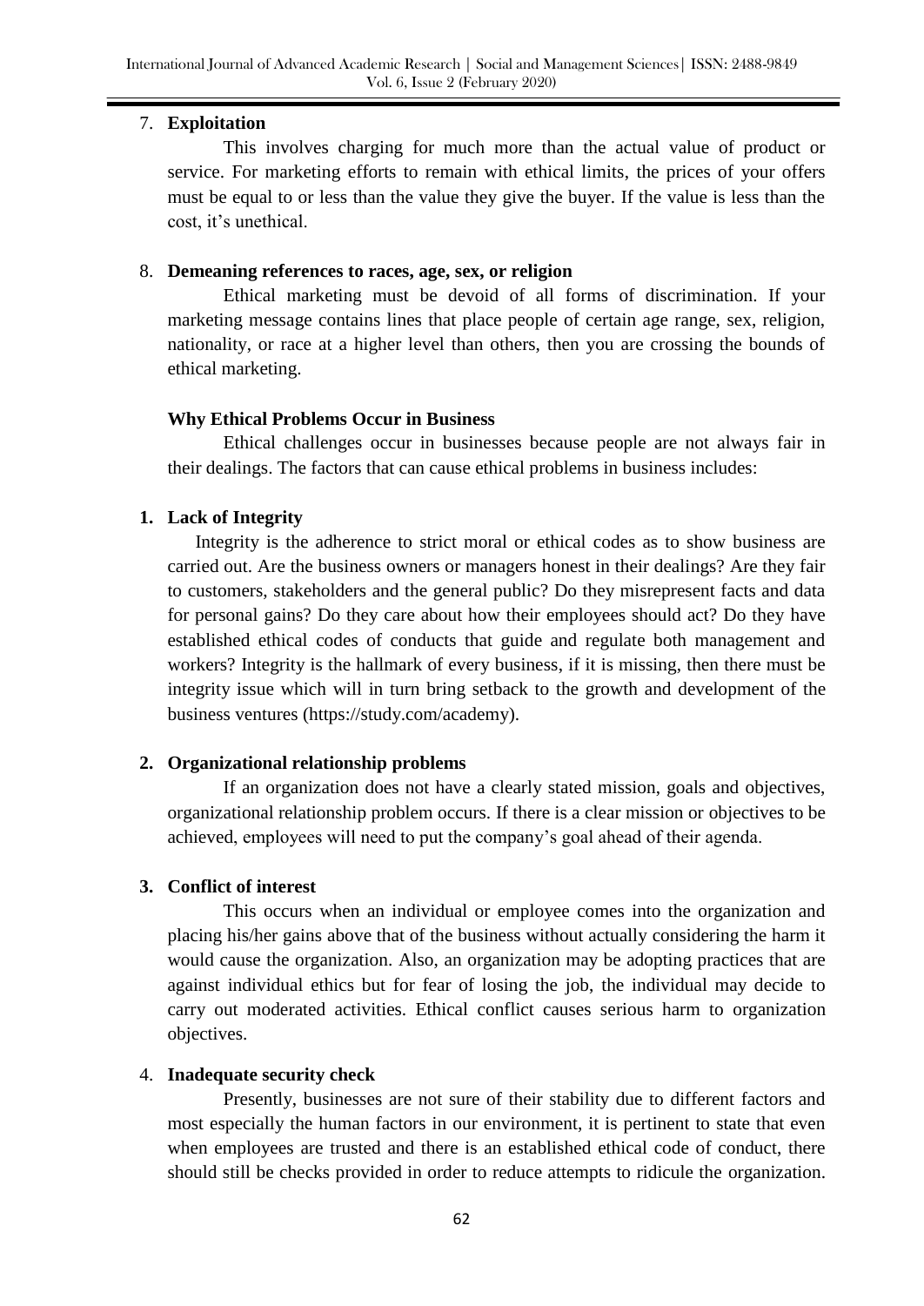7. **Exploitation**

   This involves charging for much more than the actual value of product or service. For marketing efforts to remain with ethical limits, the prices of your offers must be equal to or less than the value they give the buyer. If the value is less than the cost, it's unethical.

8. **Demeaning references to races, age, sex, or religion**

   Ethical marketing must be devoid of all forms of discrimination. If your marketing message contains lines that place people of certain age range, sex, religion, nationality, or race at a higher level than others, then you are crossing the bounds of ethical marketing.

**Why Ethical Problems Occur in Business**

Ethical challenges occur in businesses because people are not always fair in their dealings. The factors that can cause ethical problems in business includes:

1. **Lack of Integrity**

   Integrity is the adherence to strict moral or ethical codes as to show business are carried out. Are the business owners or managers honest in their dealings? Are they fair to customers, stakeholders and the general public? Do they misrepresent facts and data for personal gains? Do they care about how their employees should act? Do they have established ethical codes of conducts that guide and regulate both management and workers? Integrity is the hallmark of every business, if it is missing, then there must be integrity issue which will in turn bring setback to the growth and development of the business ventures (https://study.com/academy).

2. **Organizational relationship problems**

   If an organization does not have a clearly stated mission, goals and objectives, organizational relationship problem occurs. If there is a clear mission or objectives to be achieved, employees will need to put the company's goal ahead of their agenda.

3. **Conflict of interest**

   This occurs when an individual or employee comes into the organization and placing his/her gains above that of the business without actually considering the harm it would cause the organization. Also, an organization may be adopting practices that are against individual ethics but for fear of losing the job, the individual may decide to carry out moderated activities. Ethical conflict causes serious harm to organization objectives.

4. **Inadequate security check**

   Presently, businesses are not sure of their stability due to different factors and most especially the human factors in our environment, it is pertinent to state that even when employees are trusted and there is an established ethical code of conduct, there should still be checks provided in order to reduce attempts to ridicule the organization.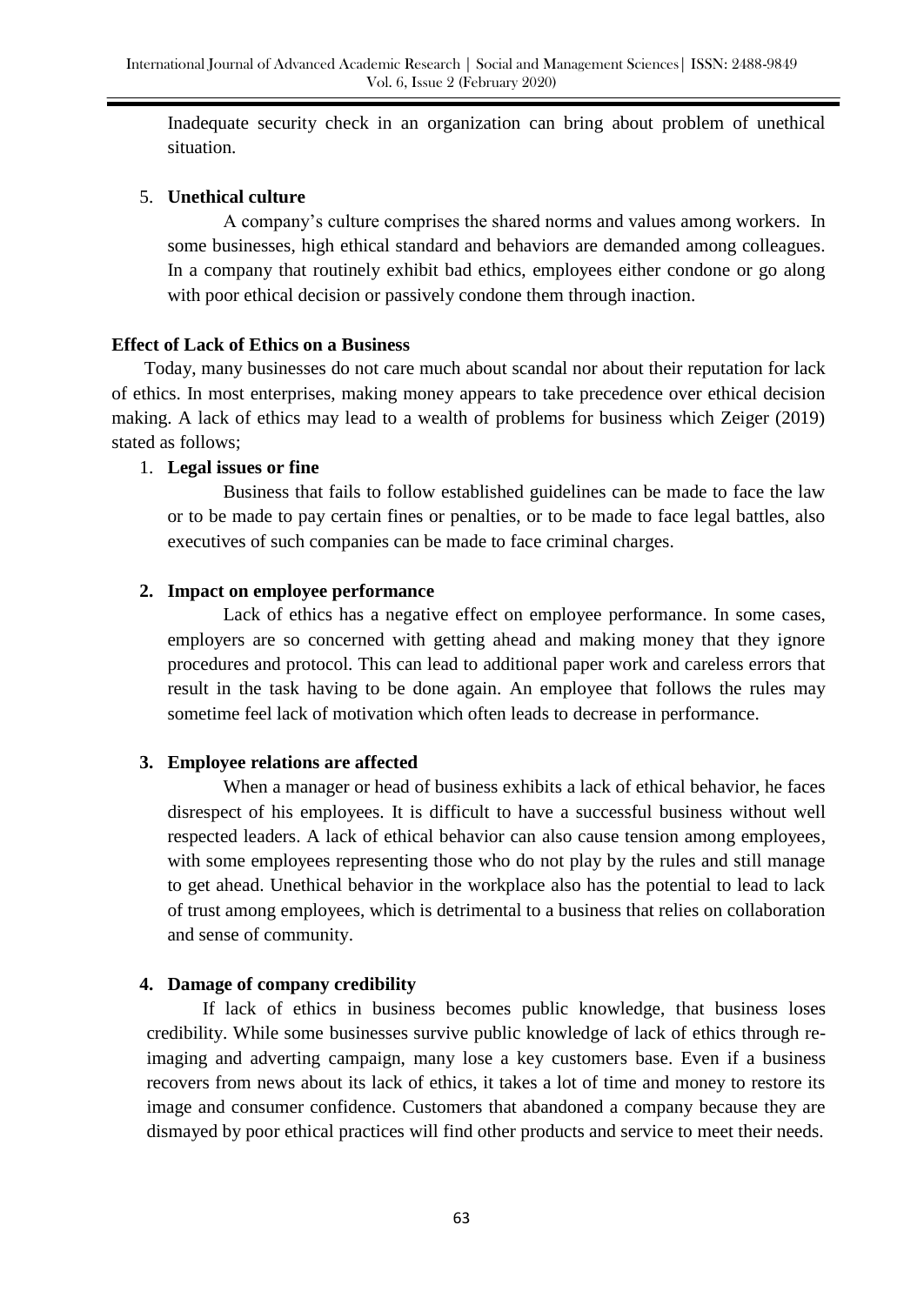Inadequate security check in an organization can bring about problem of unethical situation.

5. **Unethical culture**

   A company's culture comprises the shared norms and values among workers. In some businesses, high ethical standard and behaviors are demanded among colleagues. In a company that routinely exhibit bad ethics, employees either condone or go along with poor ethical decision or passively condone them through inaction.

**Effect of Lack of Ethics on a Business**

Today, many businesses do not care much about scandal nor about their reputation for lack of ethics. In most enterprises, making money appears to take precedence over ethical decision making. A lack of ethics may lead to a wealth of problems for business which Zeiger (2019) stated as follows;

1. **Legal issues or fine**

   Business that fails to follow established guidelines can be made to face the law or to be made to pay certain fines or penalties, or to be made to face legal battles, also executives of such companies can be made to face criminal charges.

2. **Impact on employee performance**

   Lack of ethics has a negative effect on employee performance. In some cases, employers are so concerned with getting ahead and making money that they ignore procedures and protocol. This can lead to additional paper work and careless errors that result in the task having to be done again. An employee that follows the rules may sometime feel lack of motivation which often leads to decrease in performance.

3. **Employee relations are affected**

   When a manager or head of business exhibits a lack of ethical behavior, he faces disrespect of his employees. It is difficult to have a successful business without well respected leaders. A lack of ethical behavior can also cause tension among employees, with some employees representing those who do not play by the rules and still manage to get ahead. Unethical behavior in the workplace also has the potential to lead to lack of trust among employees, which is detrimental to a business that relies on collaboration and sense of community.

4. **Damage of company credibility**

   If lack of ethics in business becomes public knowledge, that business loses credibility. While some businesses survive public knowledge of lack of ethics through re-imaging and adverting campaign, many lose a key customers base. Even if a business recovers from news about its lack of ethics, it takes a lot of time and money to restore its image and consumer confidence. Customers that abandoned a company because they are dismayed by poor ethical practices will find other products and service to meet their needs.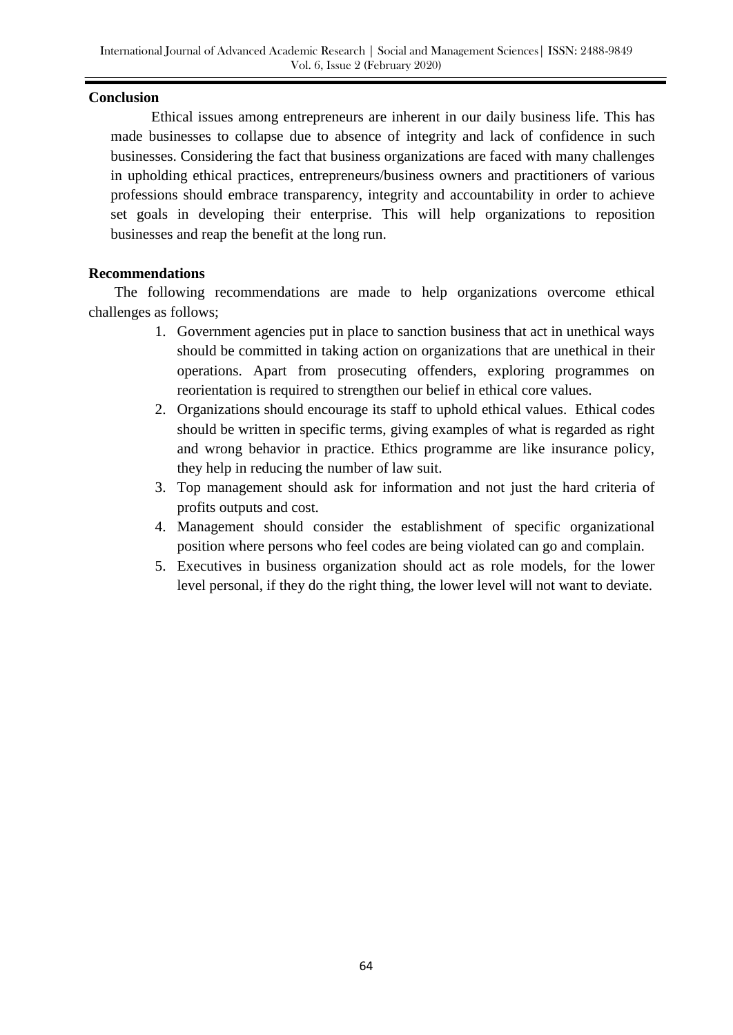## Conclusion

Ethical issues among entrepreneurs are inherent in our daily business life. This has made businesses to collapse due to absence of integrity and lack of confidence in such businesses. Considering the fact that business organizations are faced with many challenges in upholding ethical practices, entrepreneurs/business owners and practitioners of various professions should embrace transparency, integrity and accountability in order to achieve set goals in developing their enterprise. This will help organizations to reposition businesses and reap the benefit at the long run.

## Recommendations

The following recommendations are made to help organizations overcome ethical challenges as follows;

1. Government agencies put in place to sanction business that act in unethical ways should be committed in taking action on organizations that are unethical in their operations. Apart from prosecuting offenders, exploring programmes on reorientation is required to strengthen our belief in ethical core values.
2. Organizations should encourage its staff to uphold ethical values. Ethical codes should be written in specific terms, giving examples of what is regarded as right and wrong behavior in practice. Ethics programme are like insurance policy, they help in reducing the number of law suit.
3. Top management should ask for information and not just the hard criteria of profits outputs and cost.
4. Management should consider the establishment of specific organizational position where persons who feel codes are being violated can go and complain.
5. Executives in business organization should act as role models, for the lower level personal, if they do the right thing, the lower level will not want to deviate.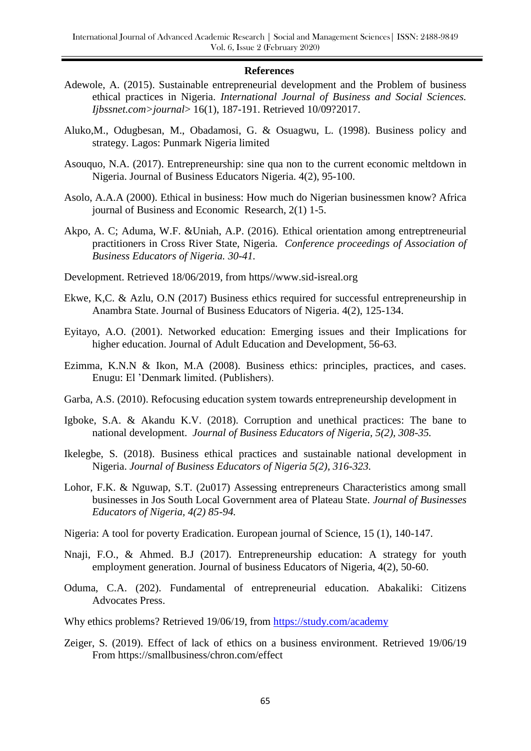## References

Adewole, A. (2015). Sustainable entrepreneurial development and the Problem of business ethical practices in Nigeria. *International Journal of Business and Social Sciences. Ijbssnet.com>journal*> 16(1), 187-191. Retrieved 10/09?2017.

Aluko,M., Odugbesan, M., Obadamosi, G. & Osuagwu, L. (1998). Business policy and strategy. Lagos: Punmark Nigeria limited

Asouquo, N.A. (2017). Entrepreneurship: sine qua non to the current economic meltdown in Nigeria. Journal of Business Educators Nigeria. 4(2), 95-100.

Asolo, A.A.A (2000). Ethical in business: How much do Nigerian businessmen know? Africa journal of Business and Economic Research, 2(1) 1-5.

Akpo, A. C; Aduma, W.F. &Uniah, A.P. (2016). Ethical orientation among entreptreneurial practitioners in Cross River State, Nigeria. *Conference proceedings of Association of Business Educators of Nigeria. 30-41.*

Development. Retrieved 18/06/2019, from https//www.sid-isreal.org

Ekwe, K,C. & Azlu, O.N (2017) Business ethics required for successful entrepreneurship in Anambra State. Journal of Business Educators of Nigeria. 4(2), 125-134.

Eyitayo, A.O. (2001). Networked education: Emerging issues and their Implications for higher education. Journal of Adult Education and Development, 56-63.

Ezimma, K.N.N & Ikon, M.A (2008). Business ethics: principles, practices, and cases. Enugu: El 'Denmark limited. (Publishers).

Garba, A.S. (2010). Refocusing education system towards entrepreneurship development in

Igboke, S.A. & Akandu K.V. (2018). Corruption and unethical practices: The bane to national development. *Journal of Business Educators of Nigeria, 5(2), 308-35.*

Ikelegbe, S. (2018). Business ethical practices and sustainable national development in Nigeria. *Journal of Business Educators of Nigeria 5(2), 316-323.*

Lohor, F.K. & Nguwap, S.T. (2u017) Assessing entrepreneurs Characteristics among small businesses in Jos South Local Government area of Plateau State. *Journal of Businesses Educators of Nigeria, 4(2) 85-94.*

Nigeria: A tool for poverty Eradication. European journal of Science, 15 (1), 140-147.

Nnaji, F.O., & Ahmed. B.J (2017). Entrepreneurship education: A strategy for youth employment generation. Journal of business Educators of Nigeria, 4(2), 50-60.

Oduma, C.A. (202). Fundamental of entrepreneurial education. Abakaliki: Citizens Advocates Press.

Why ethics problems? Retrieved 19/06/19, from https://study.com/academy

Zeiger, S. (2019). Effect of lack of ethics on a business environment. Retrieved 19/06/19 From https://smallbusiness/chron.com/effect